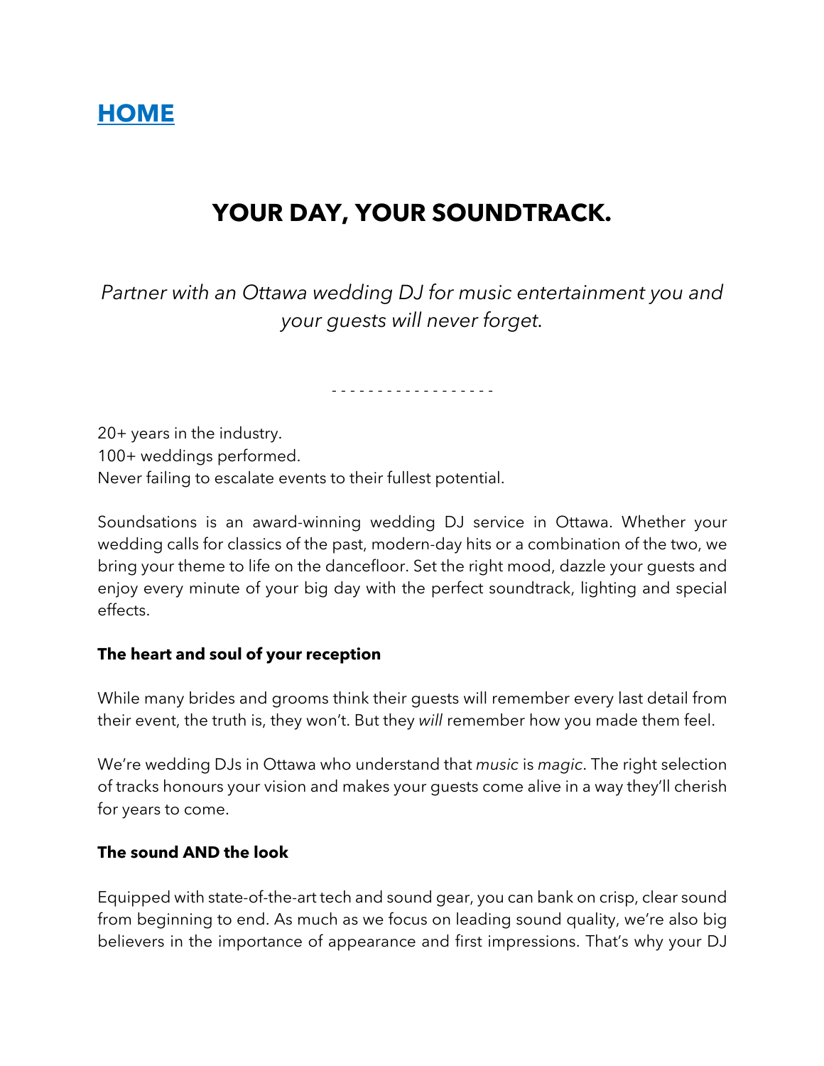**HOME**

# YOUR DAY, YOUR SOUNDTRACK.

*Partner with an Ottawa wedding DJ for music entertainment you and your guests will never forget.*

\- - - - - - - - - - - - - - - - - -

20+ years in the industry.
100+ weddings performed.
Never failing to escalate events to their fullest potential.

Soundsations is an award-winning wedding DJ service in Ottawa. Whether your wedding calls for classics of the past, modern-day hits or a combination of the two, we bring your theme to life on the dancefloor. Set the right mood, dazzle your guests and enjoy every minute of your big day with the perfect soundtrack, lighting and special effects.

**The heart and soul of your reception**

While many brides and grooms think their guests will remember every last detail from their event, the truth is, they won't. But they *will* remember how you made them feel.

We're wedding DJs in Ottawa who understand that *music* is *magic*. The right selection of tracks honours your vision and makes your guests come alive in a way they'll cherish for years to come.

**The sound AND the look**

Equipped with state-of-the-art tech and sound gear, you can bank on crisp, clear sound from beginning to end. As much as we focus on leading sound quality, we're also big believers in the importance of appearance and first impressions. That's why your DJ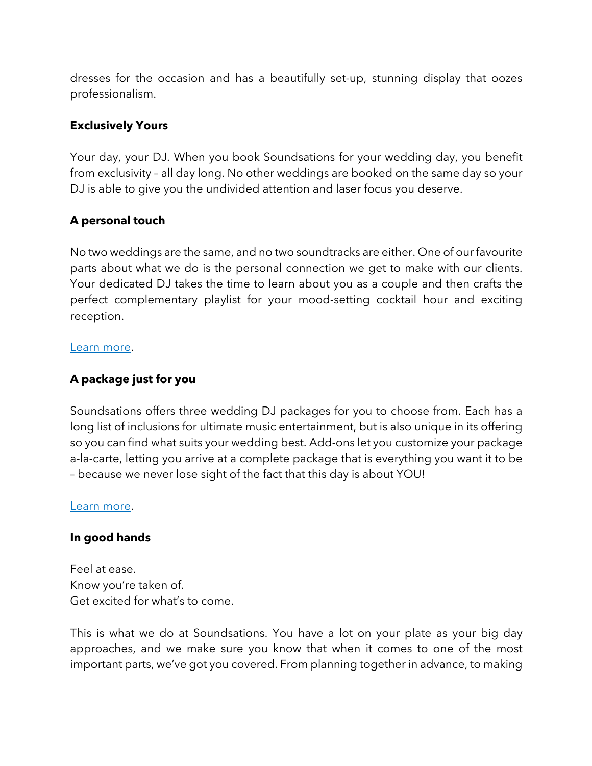dresses for the occasion and has a beautifully set-up, stunning display that oozes professionalism.

**Exclusively Yours**

Your day, your DJ. When you book Soundsations for your wedding day, you benefit from exclusivity – all day long. No other weddings are booked on the same day so your DJ is able to give you the undivided attention and laser focus you deserve.

**A personal touch**

No two weddings are the same, and no two soundtracks are either. One of our favourite parts about what we do is the personal connection we get to make with our clients. Your dedicated DJ takes the time to learn about you as a couple and then crafts the perfect complementary playlist for your mood-setting cocktail hour and exciting reception.

Learn more.

**A package just for you**

Soundsations offers three wedding DJ packages for you to choose from. Each has a long list of inclusions for ultimate music entertainment, but is also unique in its offering so you can find what suits your wedding best. Add-ons let you customize your package a-la-carte, letting you arrive at a complete package that is everything you want it to be – because we never lose sight of the fact that this day is about YOU!

Learn more.

**In good hands**

Feel at ease.
Know you're taken of.
Get excited for what's to come.

This is what we do at Soundsations. You have a lot on your plate as your big day approaches, and we make sure you know that when it comes to one of the most important parts, we've got you covered. From planning together in advance, to making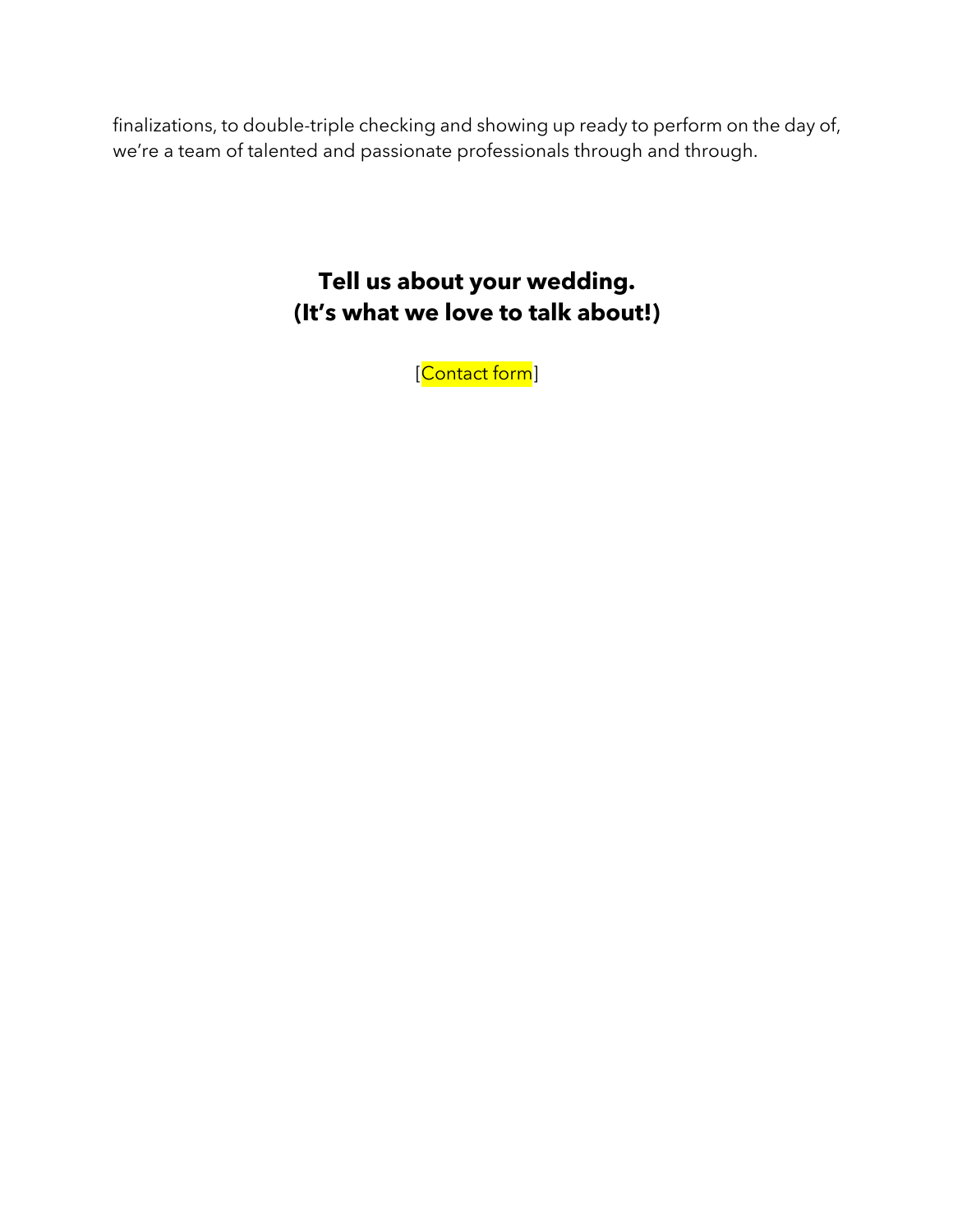finalizations, to double-triple checking and showing up ready to perform on the day of, we're a team of talented and passionate professionals through and through.

## Tell us about your wedding.
## (It's what we love to talk about!)

[Contact form]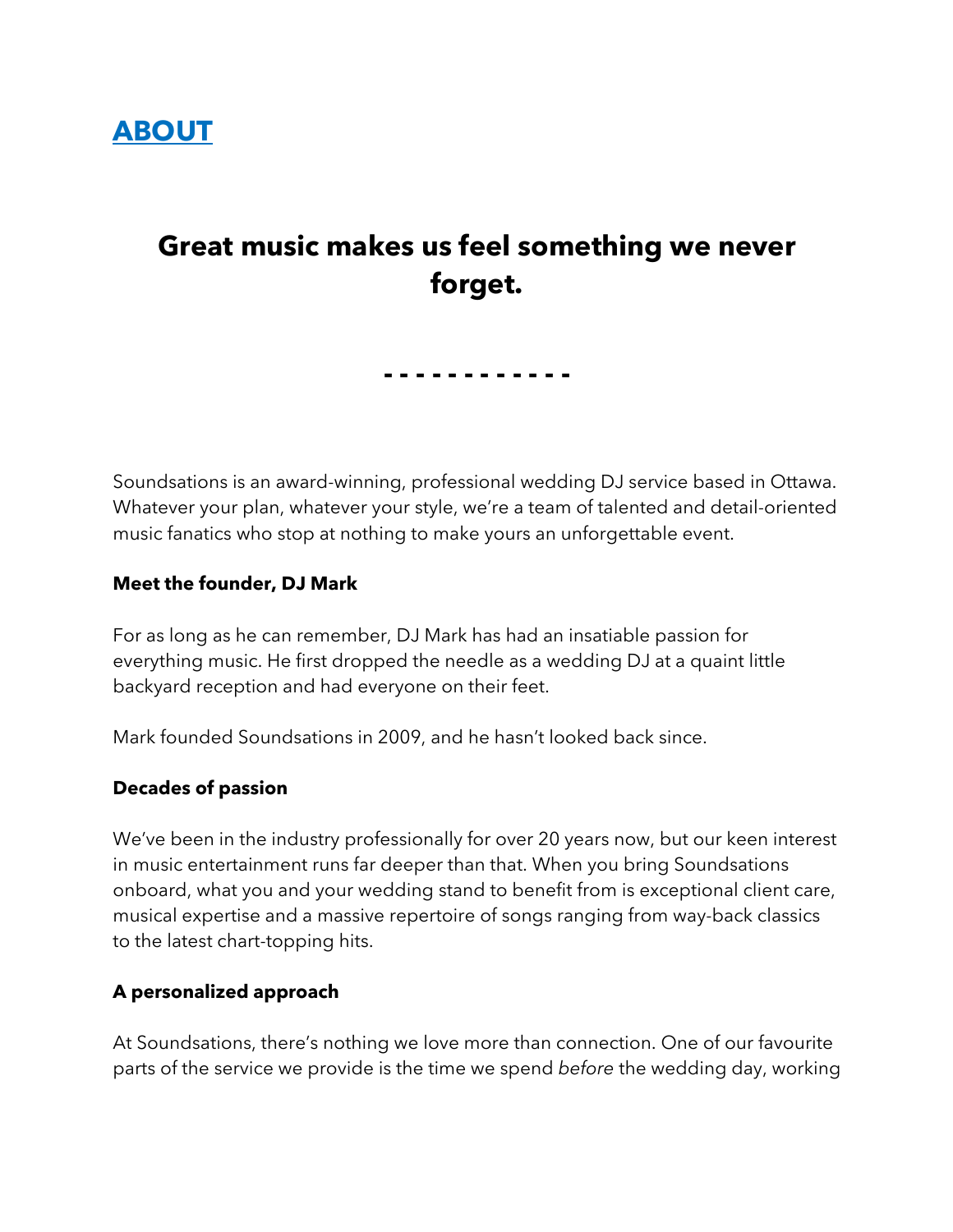# [ABOUT]()

## Great music makes us feel something we never forget.

\- - - - - - - - - - - -

Soundsations is an award-winning, professional wedding DJ service based in Ottawa. Whatever your plan, whatever your style, we're a team of talented and detail-oriented music fanatics who stop at nothing to make yours an unforgettable event.

**Meet the founder, DJ Mark**

For as long as he can remember, DJ Mark has had an insatiable passion for everything music. He first dropped the needle as a wedding DJ at a quaint little backyard reception and had everyone on their feet.

Mark founded Soundsations in 2009, and he hasn't looked back since.

**Decades of passion**

We've been in the industry professionally for over 20 years now, but our keen interest in music entertainment runs far deeper than that. When you bring Soundsations onboard, what you and your wedding stand to benefit from is exceptional client care, musical expertise and a massive repertoire of songs ranging from way-back classics to the latest chart-topping hits.

**A personalized approach**

At Soundsations, there's nothing we love more than connection. One of our favourite parts of the service we provide is the time we spend *before* the wedding day, working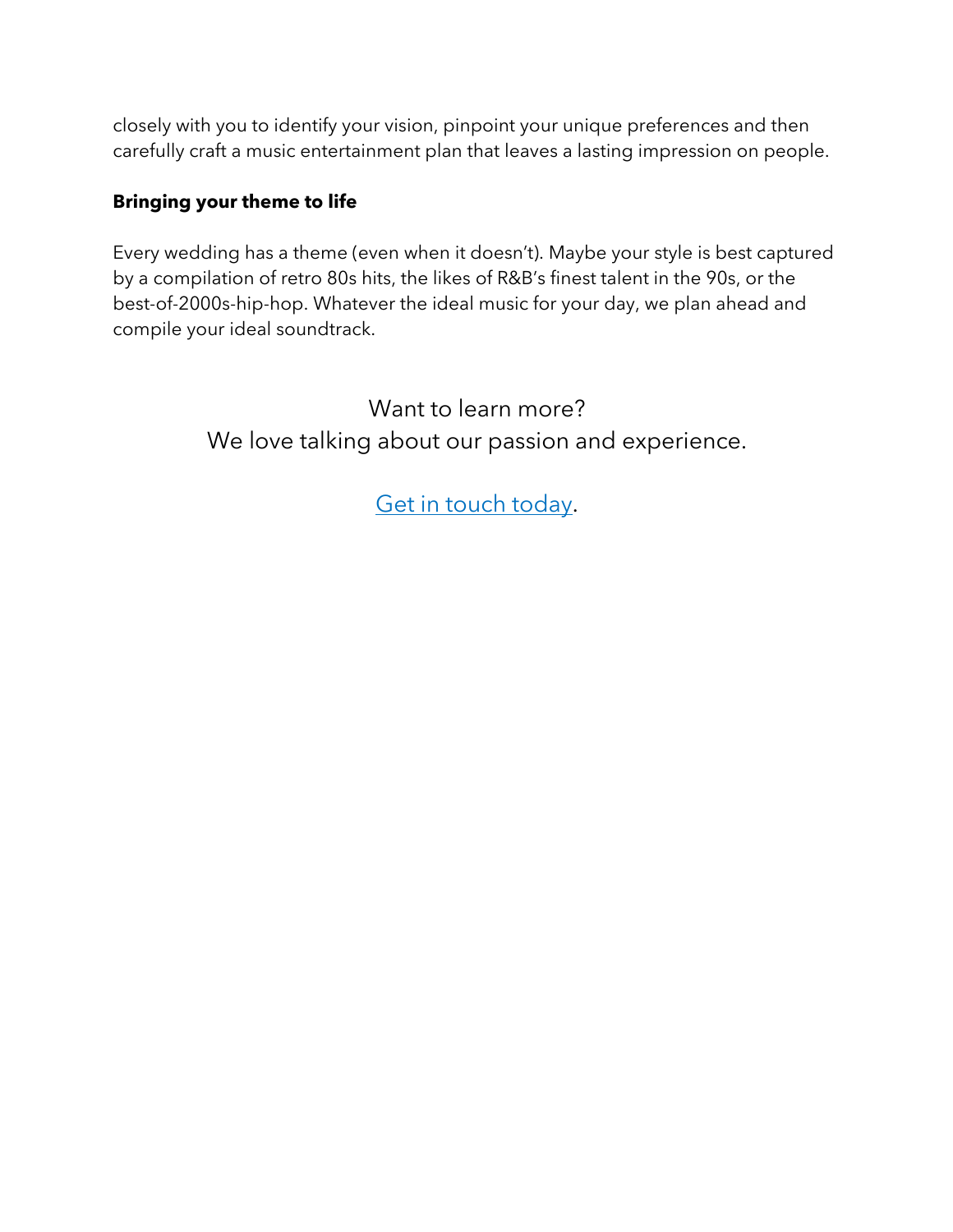closely with you to identify your vision, pinpoint your unique preferences and then carefully craft a music entertainment plan that leaves a lasting impression on people.

**Bringing your theme to life**

Every wedding has a theme (even when it doesn't). Maybe your style is best captured by a compilation of retro 80s hits, the likes of R&B's finest talent in the 90s, or the best-of-2000s-hip-hop. Whatever the ideal music for your day, we plan ahead and compile your ideal soundtrack.

Want to learn more?
We love talking about our passion and experience.

Get in touch today.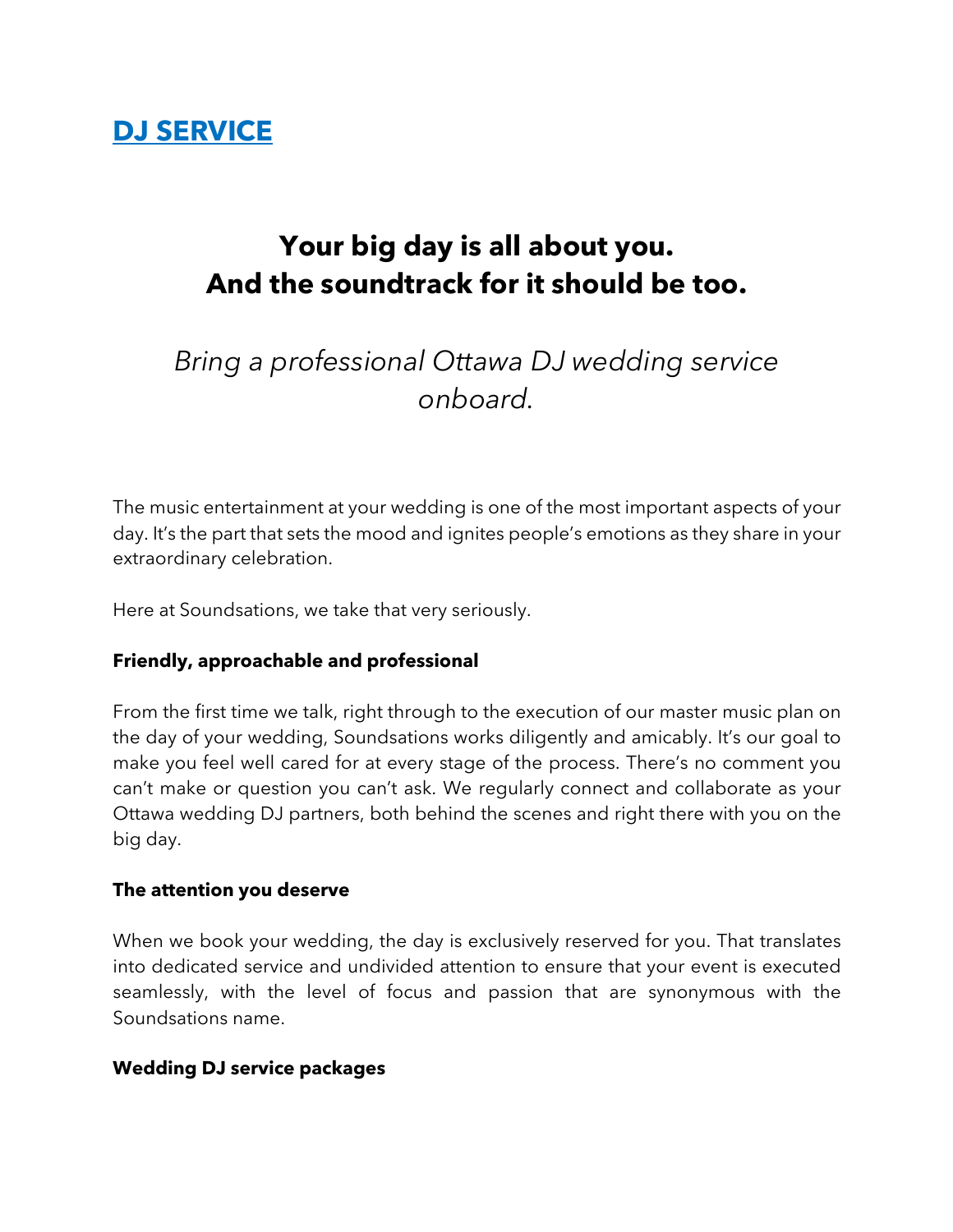## DJ SERVICE

# Your big day is all about you.
# And the soundtrack for it should be too.

*Bring a professional Ottawa DJ wedding service onboard.*

The music entertainment at your wedding is one of the most important aspects of your day. It's the part that sets the mood and ignites people's emotions as they share in your extraordinary celebration.

Here at Soundsations, we take that very seriously.

**Friendly, approachable and professional**

From the first time we talk, right through to the execution of our master music plan on the day of your wedding, Soundsations works diligently and amicably. It's our goal to make you feel well cared for at every stage of the process. There's no comment you can't make or question you can't ask. We regularly connect and collaborate as your Ottawa wedding DJ partners, both behind the scenes and right there with you on the big day.

**The attention you deserve**

When we book your wedding, the day is exclusively reserved for you. That translates into dedicated service and undivided attention to ensure that your event is executed seamlessly, with the level of focus and passion that are synonymous with the Soundsations name.

**Wedding DJ service packages**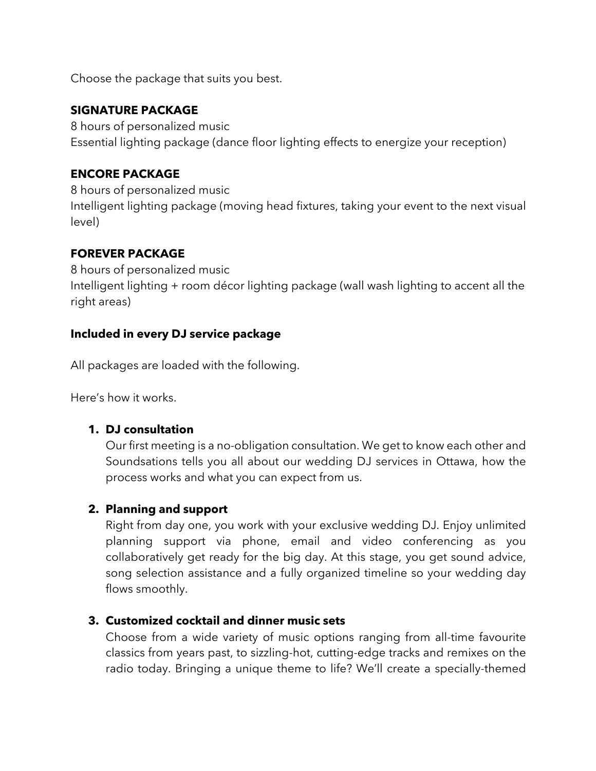Choose the package that suits you best.

**SIGNATURE PACKAGE**
8 hours of personalized music
Essential lighting package (dance floor lighting effects to energize your reception)

**ENCORE PACKAGE**
8 hours of personalized music
Intelligent lighting package (moving head fixtures, taking your event to the next visual level)

**FOREVER PACKAGE**
8 hours of personalized music
Intelligent lighting + room décor lighting package (wall wash lighting to accent all the right areas)

**Included in every DJ service package**

All packages are loaded with the following.

Here's how it works.

1. **DJ consultation**
   Our first meeting is a no-obligation consultation. We get to know each other and Soundsations tells you all about our wedding DJ services in Ottawa, how the process works and what you can expect from us.

2. **Planning and support**
   Right from day one, you work with your exclusive wedding DJ. Enjoy unlimited planning support via phone, email and video conferencing as you collaboratively get ready for the big day. At this stage, you get sound advice, song selection assistance and a fully organized timeline so your wedding day flows smoothly.

3. **Customized cocktail and dinner music sets**
   Choose from a wide variety of music options ranging from all-time favourite classics from years past, to sizzling-hot, cutting-edge tracks and remixes on the radio today. Bringing a unique theme to life? We'll create a specially-themed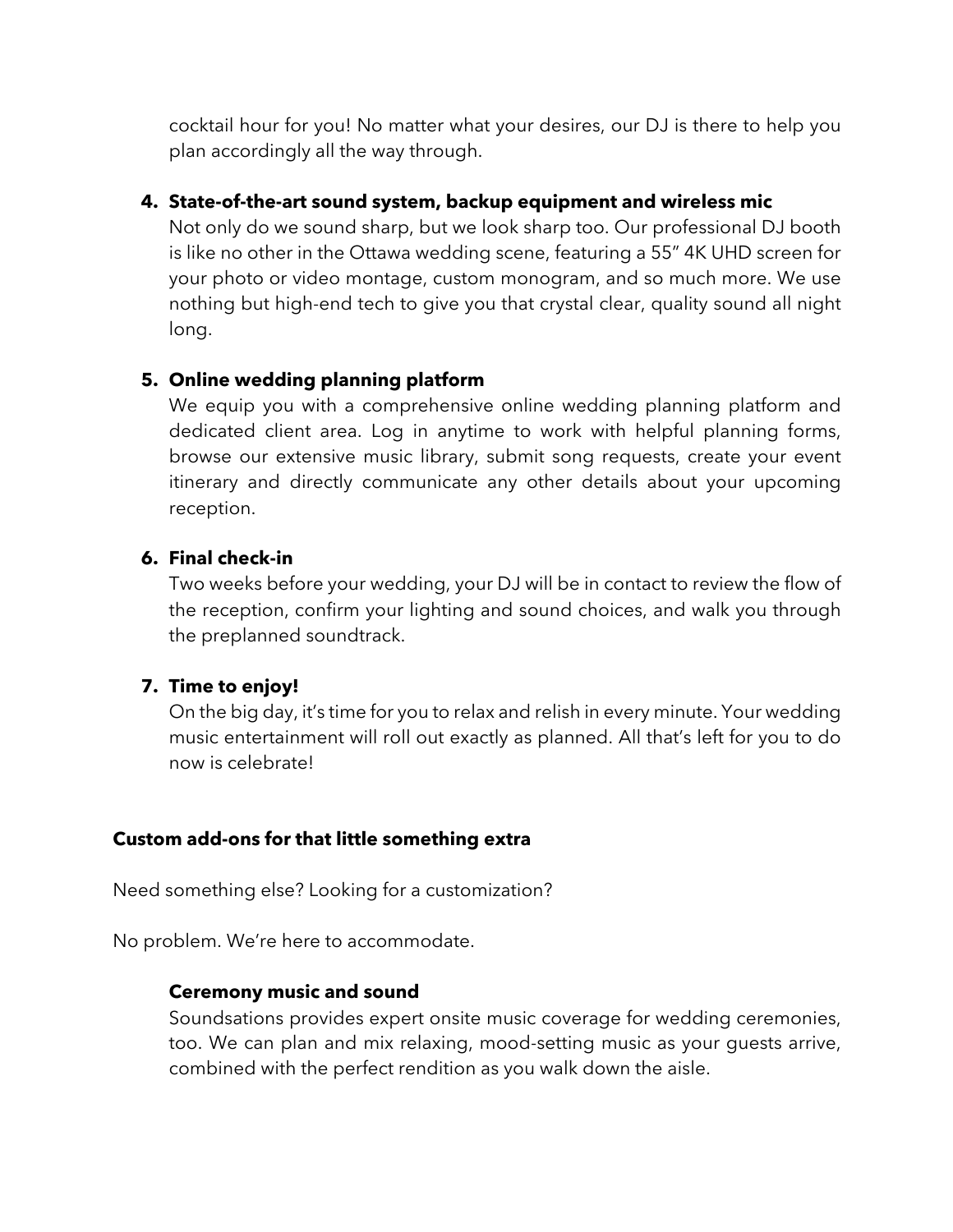cocktail hour for you! No matter what your desires, our DJ is there to help you plan accordingly all the way through.

4. **State-of-the-art sound system, backup equipment and wireless mic**
   Not only do we sound sharp, but we look sharp too. Our professional DJ booth is like no other in the Ottawa wedding scene, featuring a 55" 4K UHD screen for your photo or video montage, custom monogram, and so much more. We use nothing but high-end tech to give you that crystal clear, quality sound all night long.

5. **Online wedding planning platform**
   We equip you with a comprehensive online wedding planning platform and dedicated client area. Log in anytime to work with helpful planning forms, browse our extensive music library, submit song requests, create your event itinerary and directly communicate any other details about your upcoming reception.

6. **Final check-in**
   Two weeks before your wedding, your DJ will be in contact to review the flow of the reception, confirm your lighting and sound choices, and walk you through the preplanned soundtrack.

7. **Time to enjoy!**
   On the big day, it's time for you to relax and relish in every minute. Your wedding music entertainment will roll out exactly as planned. All that's left for you to do now is celebrate!

**Custom add-ons for that little something extra**

Need something else? Looking for a customization?

No problem. We're here to accommodate.

**Ceremony music and sound**
Soundsations provides expert onsite music coverage for wedding ceremonies, too. We can plan and mix relaxing, mood-setting music as your guests arrive, combined with the perfect rendition as you walk down the aisle.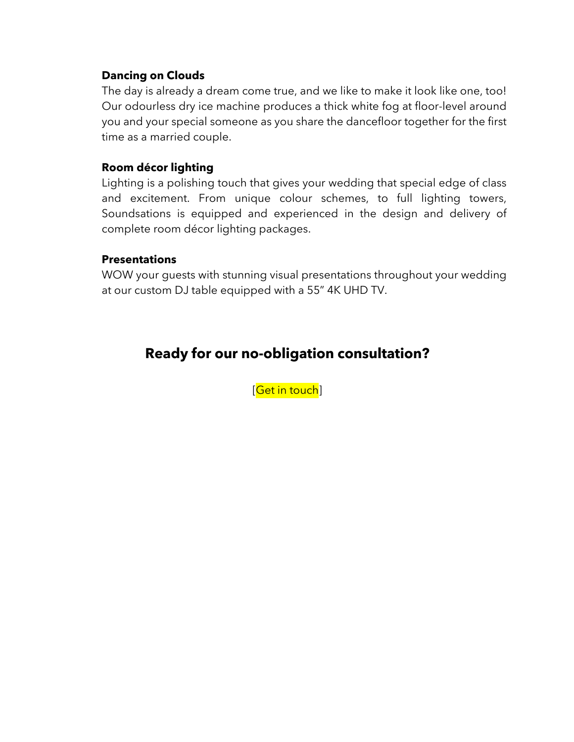**Dancing on Clouds**

The day is already a dream come true, and we like to make it look like one, too! Our odourless dry ice machine produces a thick white fog at floor-level around you and your special someone as you share the dancefloor together for the first time as a married couple.

**Room décor lighting**

Lighting is a polishing touch that gives your wedding that special edge of class and excitement. From unique colour schemes, to full lighting towers, Soundsations is equipped and experienced in the design and delivery of complete room décor lighting packages.

**Presentations**

WOW your guests with stunning visual presentations throughout your wedding at our custom DJ table equipped with a 55" 4K UHD TV.

## Ready for our no-obligation consultation?

[Get in touch]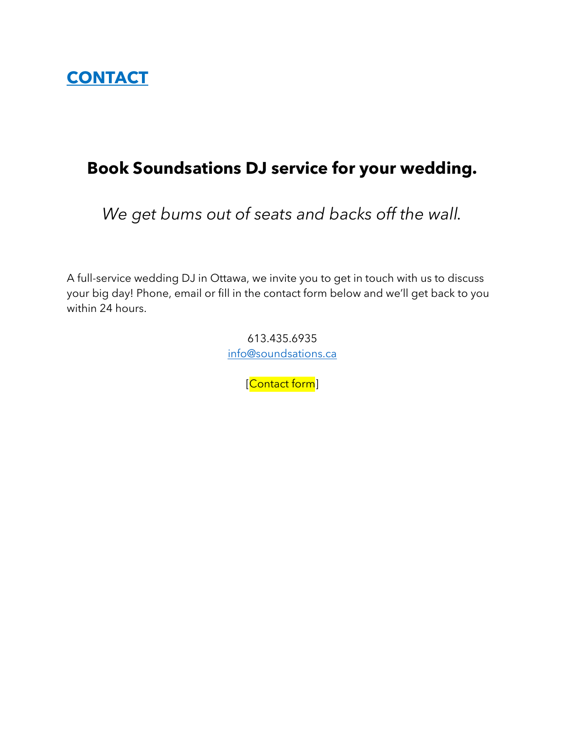# [CONTACT]()

## Book Soundsations DJ service for your wedding.

*We get bums out of seats and backs off the wall.*

A full-service wedding DJ in Ottawa, we invite you to get in touch with us to discuss your big day! Phone, email or fill in the contact form below and we'll get back to you within 24 hours.

613.435.6935
[info@soundsations.ca](mailto:info@soundsations.ca)

[Contact form]